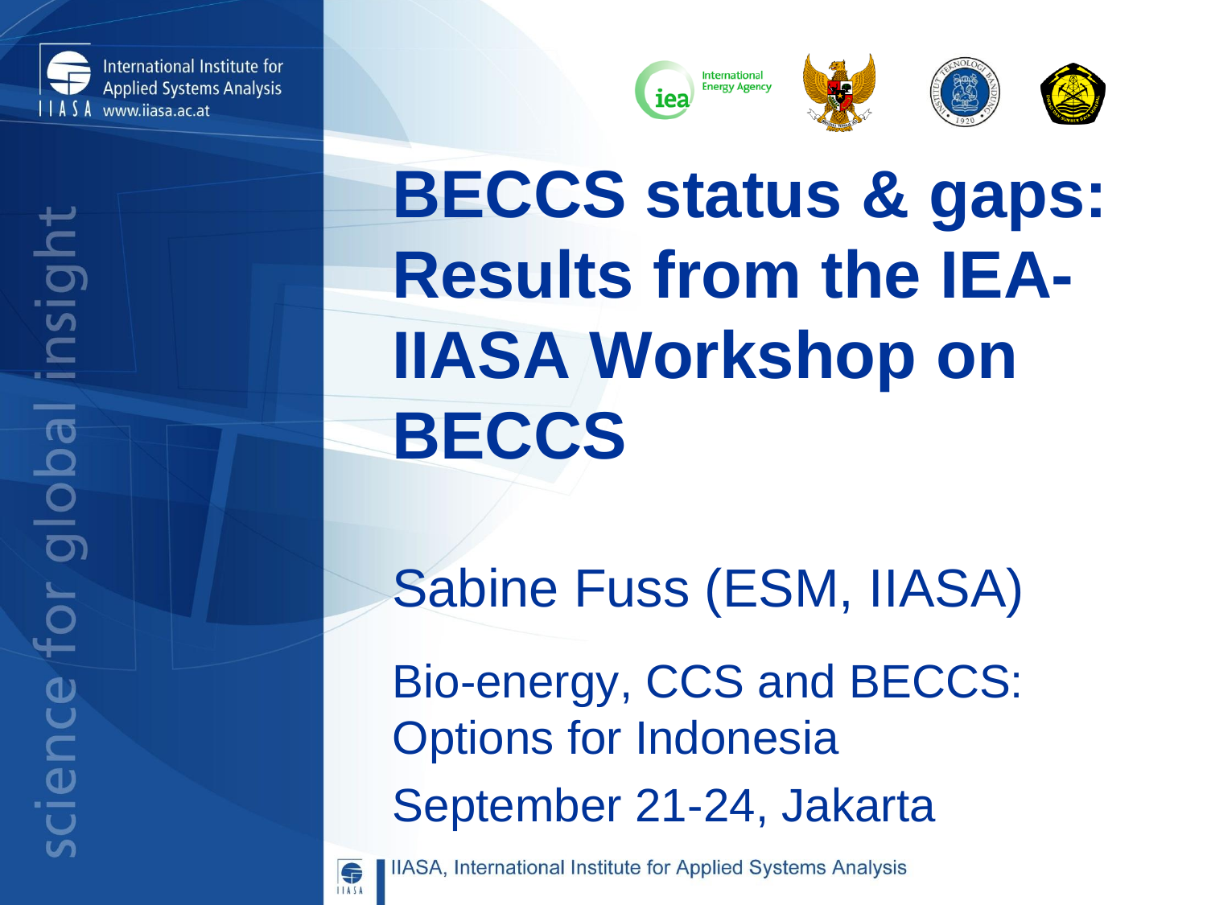# BECCS status & gaps: Results from the IEA-IIASA Workshop on BECCS

Sabine Fuss (ESM, IIASA)

Bio-energy, CCS and BECCS: Options for Indonesia

September 21-24, Jakarta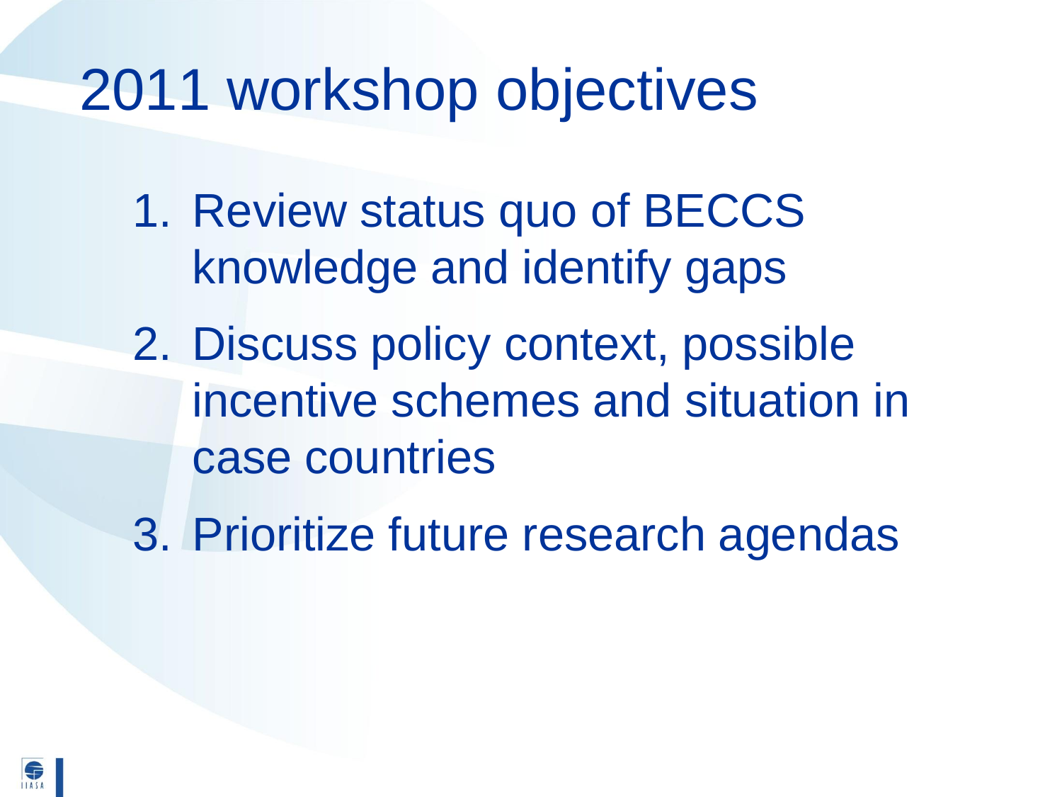# 2011 workshop objectives

1. Review status quo of BECCS knowledge and identify gaps
2. Discuss policy context, possible incentive schemes and situation in case countries
3. Prioritize future research agendas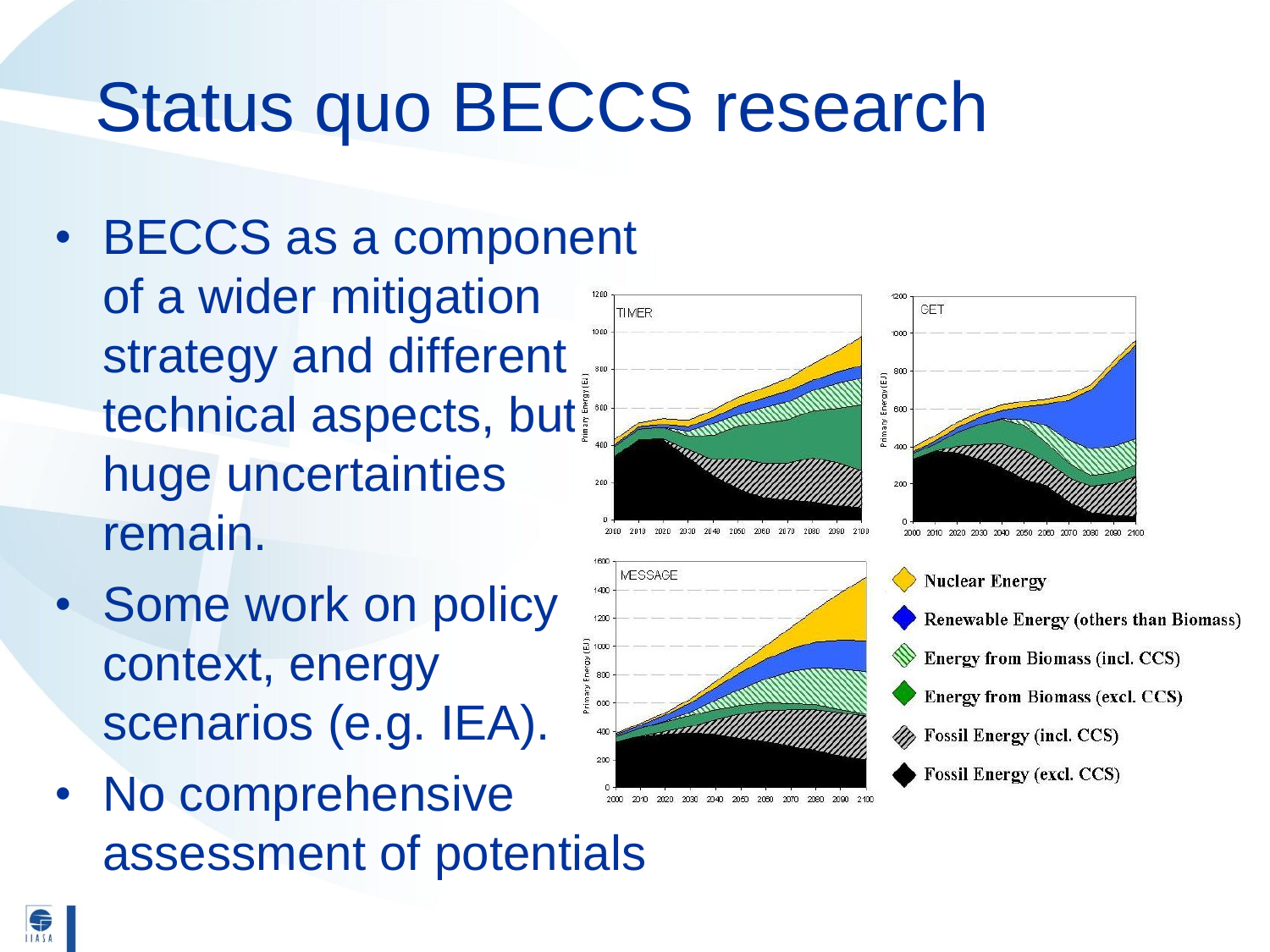# Status quo BECCS research

- BECCS as a component of a wider mitigation strategy and different technical aspects, but huge uncertainties remain.
- Some work on policy context, energy scenarios (e.g. IEA).
- No comprehensive assessment of potentials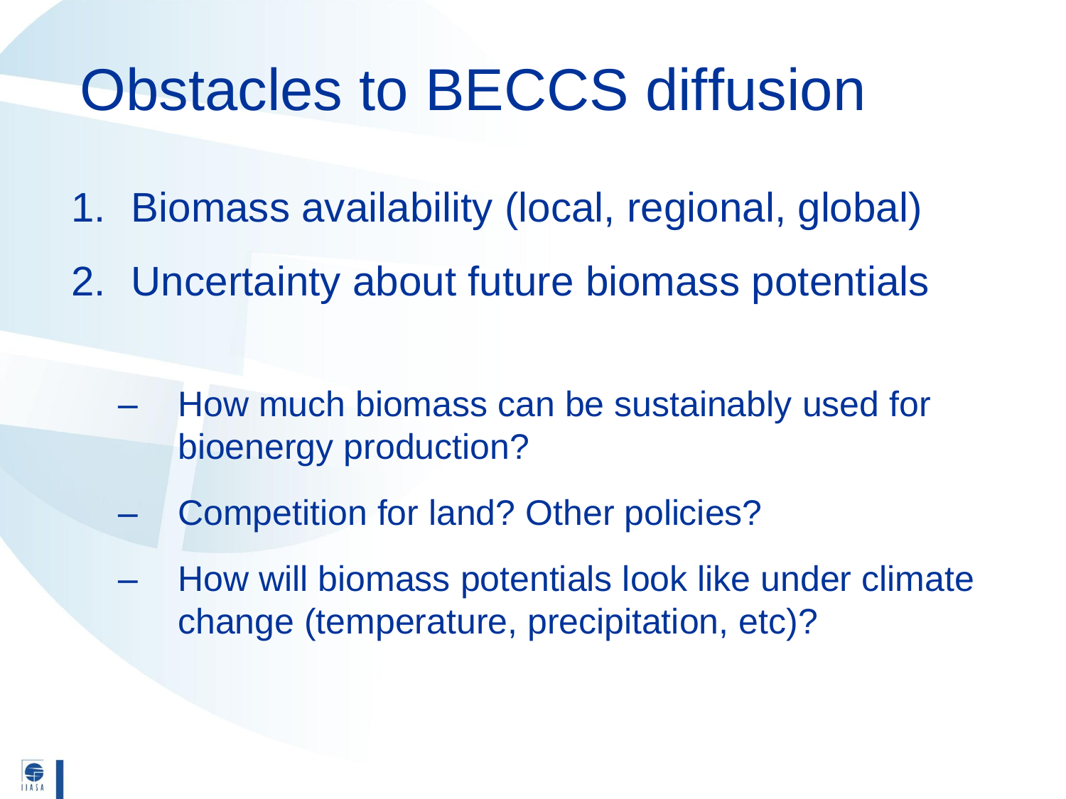# Obstacles to BECCS diffusion

1. Biomass availability (local, regional, global)
2. Uncertainty about future biomass potentials

   – How much biomass can be sustainably used for bioenergy production?

   – Competition for land? Other policies?

   – How will biomass potentials look like under climate change (temperature, precipitation, etc)?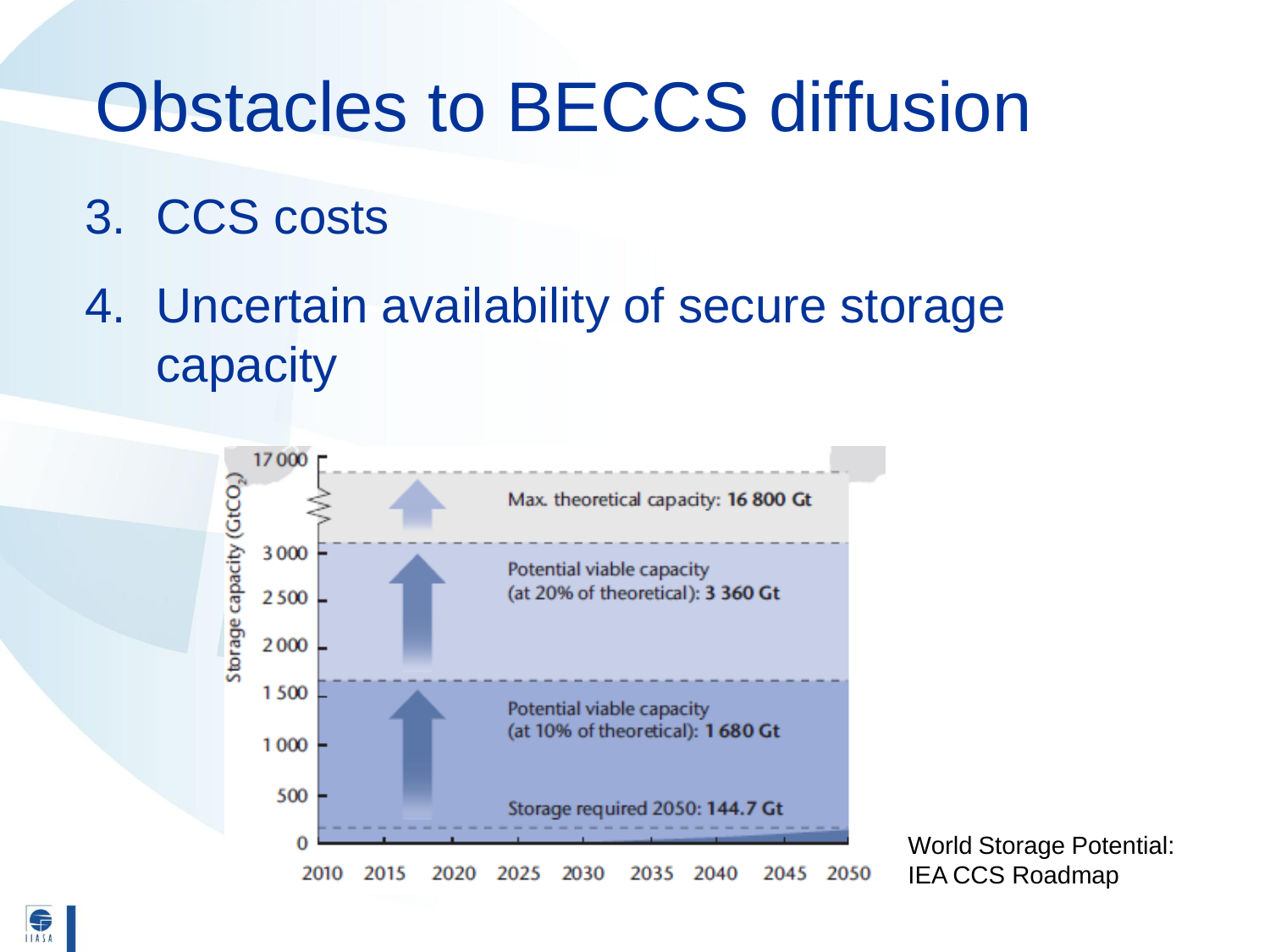# Obstacles to BECCS diffusion

3. CCS costs
4. Uncertain availability of secure storage capacity

Storage capacity ($GtCO_2$)

- Max. theoretical capacity: **16 800 Gt**
- Potential viable capacity (at 20% of theoretical): **3 360 Gt**
- Potential viable capacity (at 10% of theoretical): **1 680 Gt**
- Storage required 2050: **144.7 Gt**

Y-axis: 0, 500, 1 000, 1 500, 2 000, 2 500, 3 000, 17 000

X-axis: 2010, 2015, 2020, 2025, 2030, 2035, 2040, 2045, 2050

World Storage Potential: IEA CCS Roadmap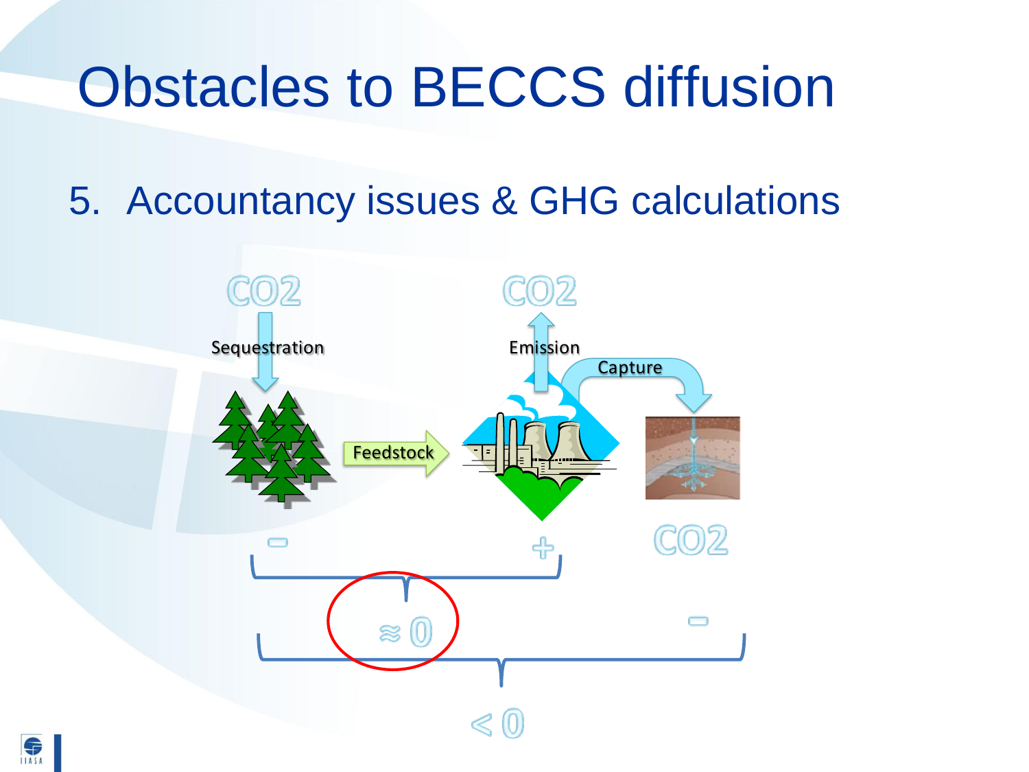# Obstacles to BECCS diffusion

5. Accountancy issues & GHG calculations

$CO_2$

Sequestration

Feedstock

$CO_2$

Emission

Capture

$CO_2$

−

+

$\approx 0$

−

$< 0$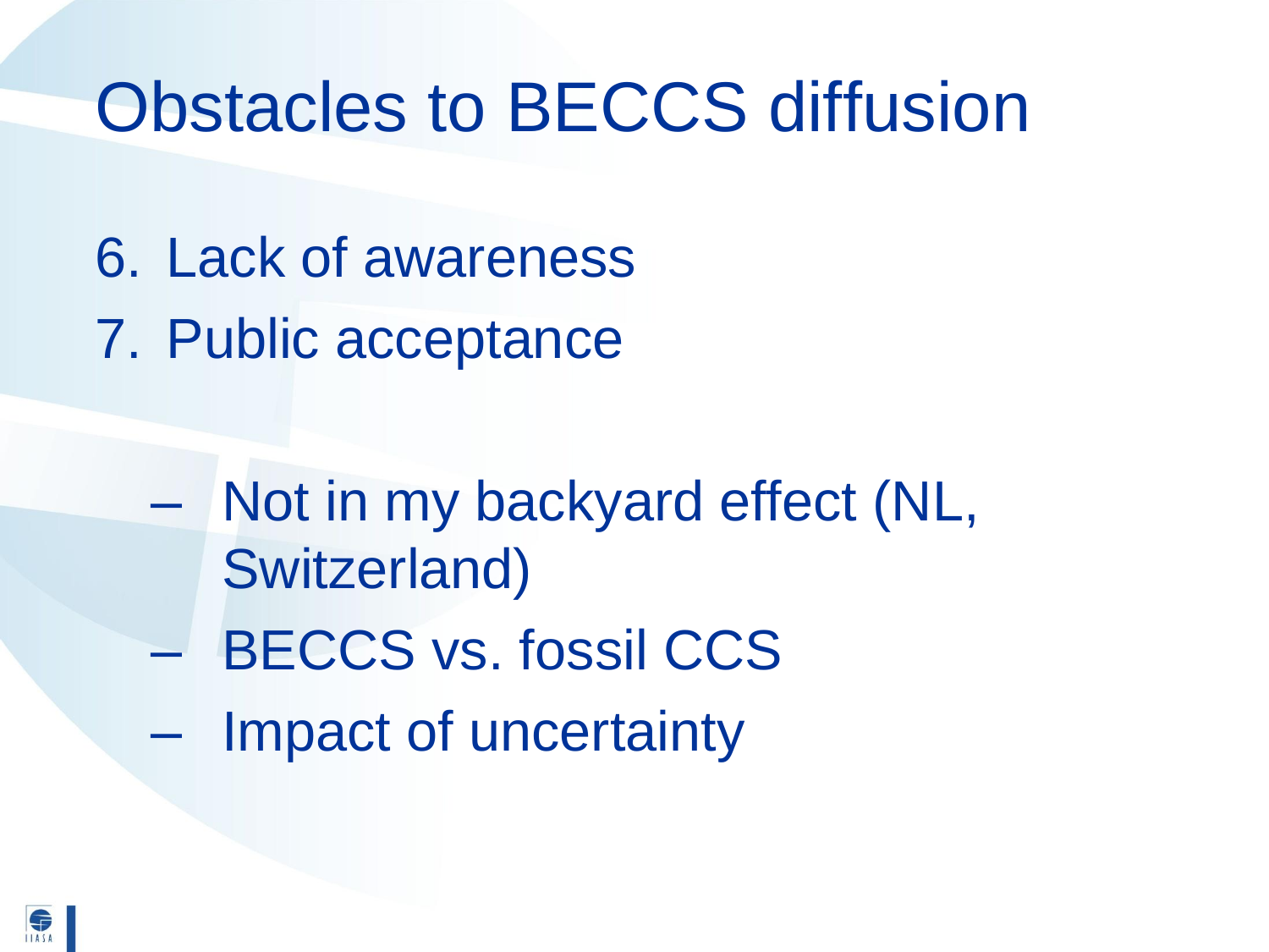# Obstacles to BECCS diffusion

6. Lack of awareness
7. Public acceptance

   – Not in my backyard effect (NL, Switzerland)
   – BECCS vs. fossil CCS
   – Impact of uncertainty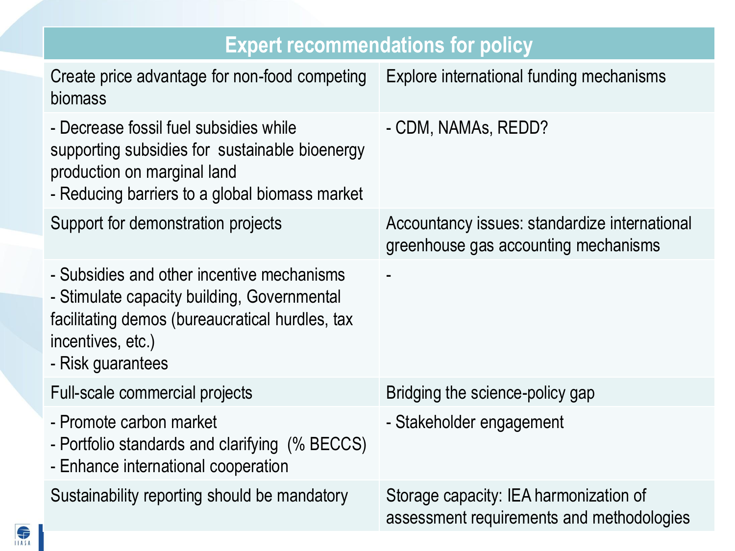| Expert recommendations for policy | |
|---|---|
| Create price advantage for non-food competing biomass | Explore international funding mechanisms |
| - Decrease fossil fuel subsidies while supporting subsidies for sustainable bioenergy production on marginal land<br>- Reducing barriers to a global biomass market | - CDM, NAMAs, REDD? |
| Support for demonstration projects | Accountancy issues: standardize international greenhouse gas accounting mechanisms |
| - Subsidies and other incentive mechanisms<br>- Stimulate capacity building, Governmental facilitating demos (bureaucratical hurdles, tax incentives, etc.)<br>- Risk guarantees | - |
| Full-scale commercial projects | Bridging the science-policy gap |
| - Promote carbon market<br>- Portfolio standards and clarifying (% BECCS)<br>- Enhance international cooperation | - Stakeholder engagement |
| Sustainability reporting should be mandatory | Storage capacity: IEA harmonization of assessment requirements and methodologies |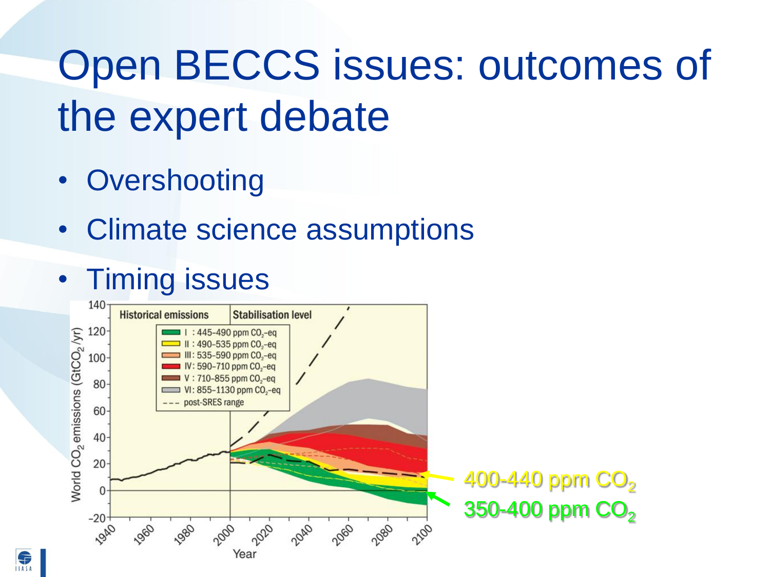# Open BECCS issues: outcomes of the expert debate

- Overshooting
- Climate science assumptions
- Timing issues

World $CO_2$ emissions ($GtCO_2$/yr)

Historical emissions | Stabilisation level

- I : 445–490 ppm $CO_2$-eq
- II : 490–535 ppm $CO_2$-eq
- III : 535–590 ppm $CO_2$-eq
- IV : 590–710 ppm $CO_2$-eq
- V : 710–855 ppm $CO_2$-eq
- VI : 855–1130 ppm $CO_2$-eq
- post-SRES range

Year

400-440 ppm $CO_2$

350-400 ppm $CO_2$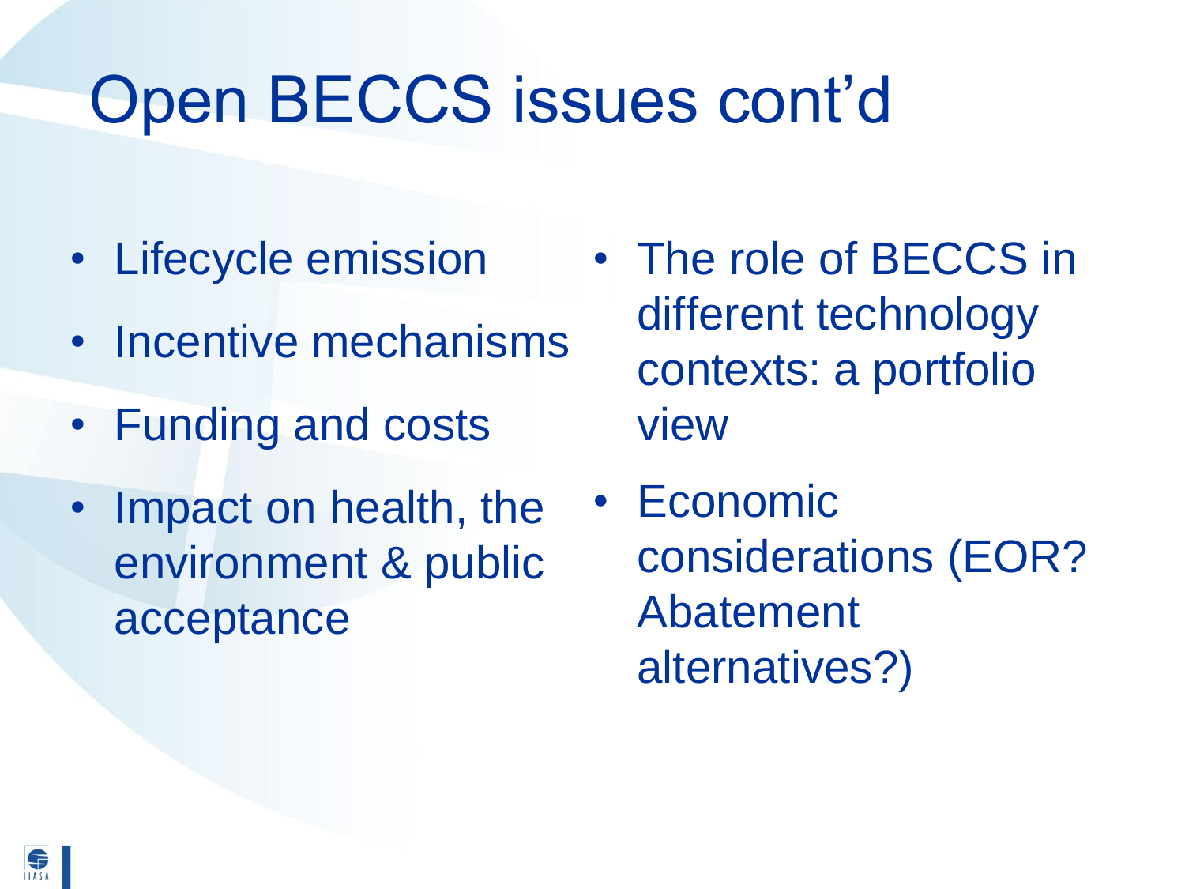# Open BECCS issues cont'd

- Lifecycle emission
- Incentive mechanisms
- Funding and costs
- Impact on health, the environment & public acceptance
- The role of BECCS in different technology contexts: a portfolio view
- Economic considerations (EOR? Abatement alternatives?)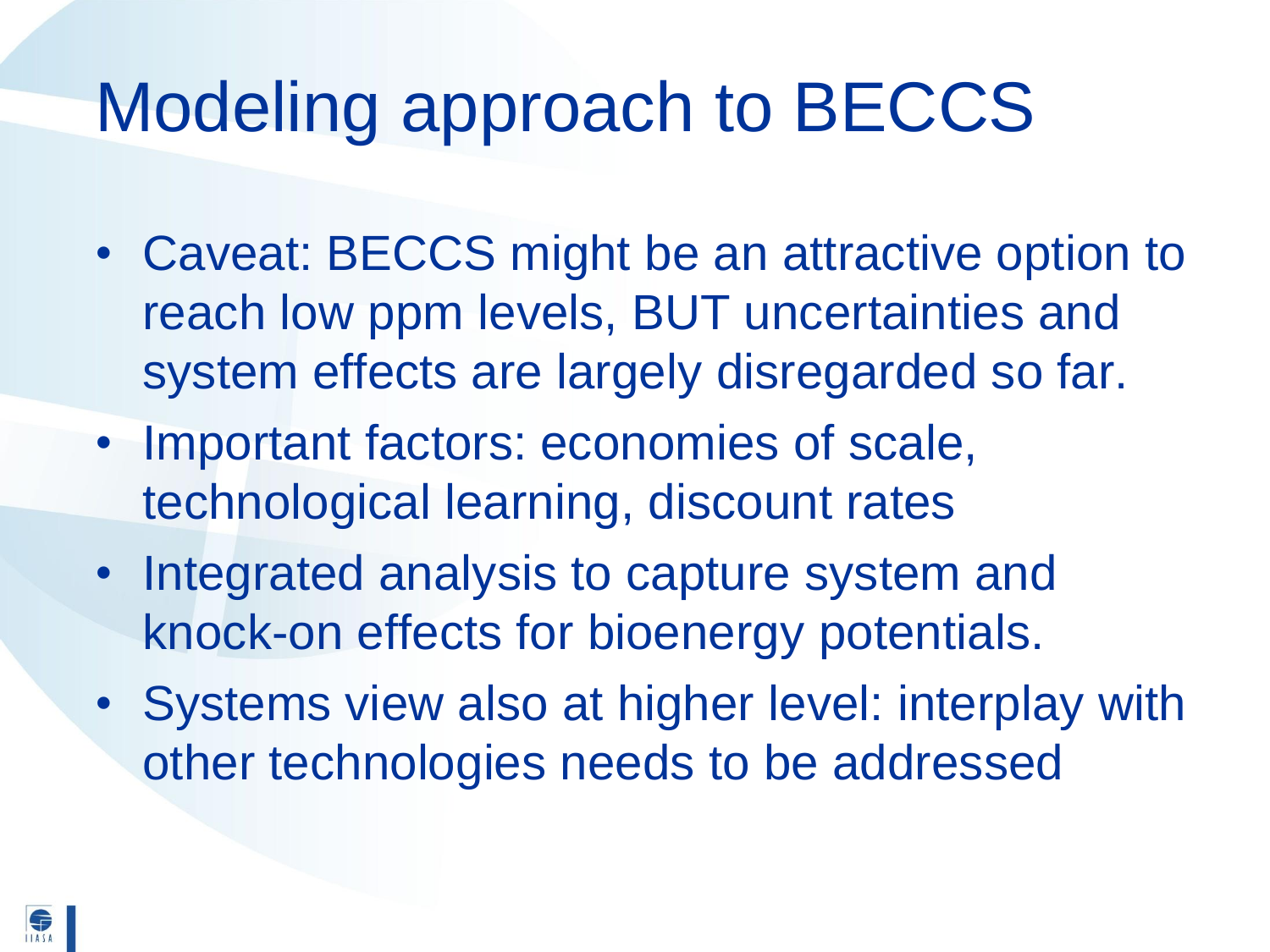# Modeling approach to BECCS

- Caveat: BECCS might be an attractive option to reach low ppm levels, BUT uncertainties and system effects are largely disregarded so far.
- Important factors: economies of scale, technological learning, discount rates
- Integrated analysis to capture system and knock-on effects for bioenergy potentials.
- Systems view also at higher level: interplay with other technologies needs to be addressed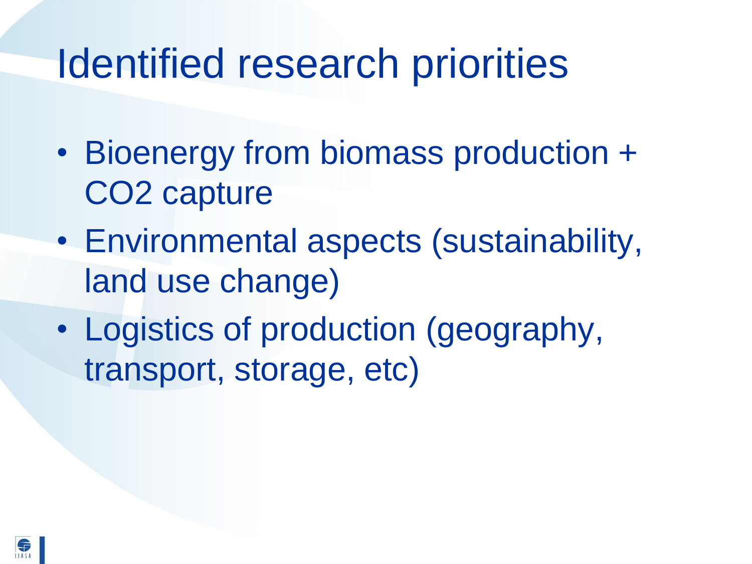# Identified research priorities

- Bioenergy from biomass production + $CO_2$ capture
- Environmental aspects (sustainability, land use change)
- Logistics of production (geography, transport, storage, etc)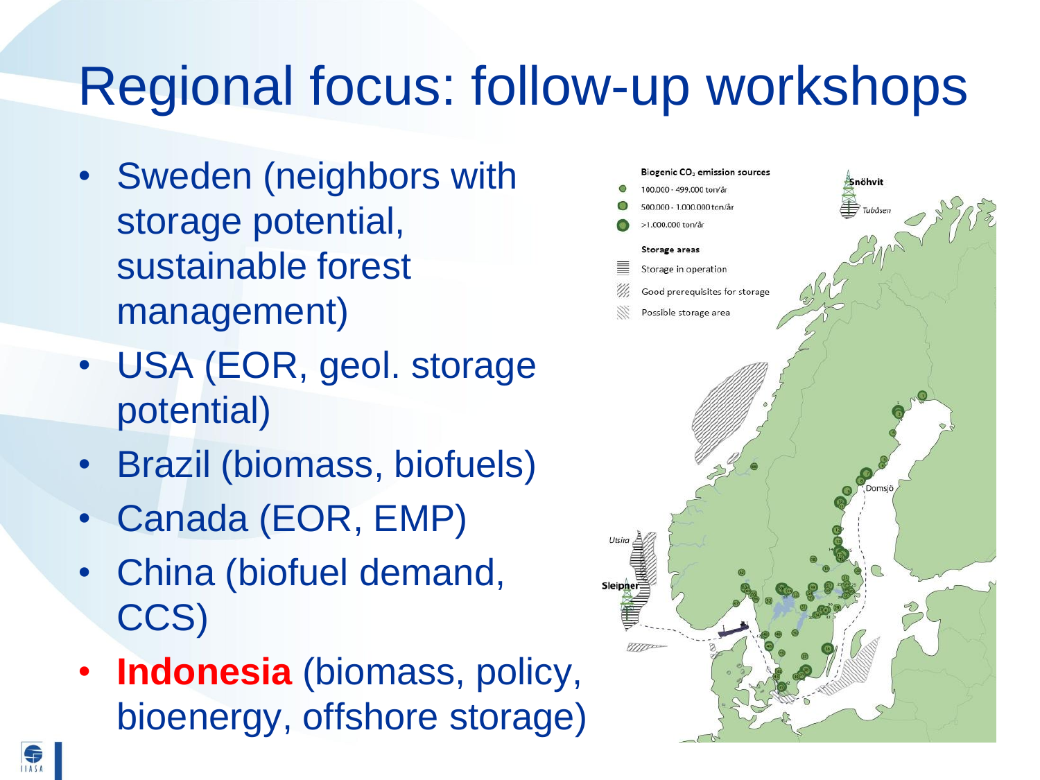# Regional focus: follow-up workshops

- Sweden (neighbors with storage potential, sustainable forest management)
- USA (EOR, geol. storage potential)
- Brazil (biomass, biofuels)
- Canada (EOR, EMP)
- China (biofuel demand, CCS)
- **Indonesia** (biomass, policy, bioenergy, offshore storage)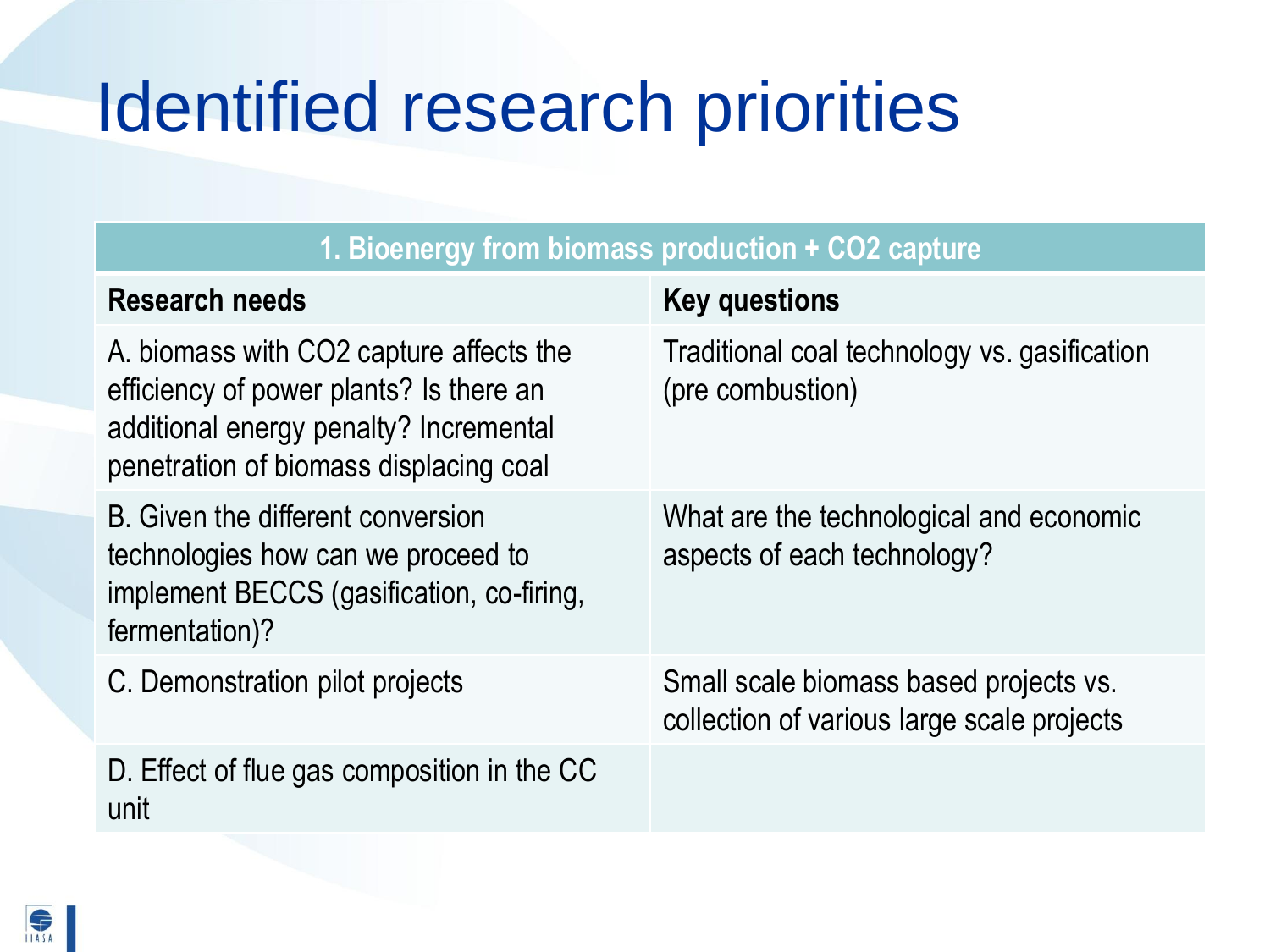# Identified research priorities

| 1. Bioenergy from biomass production + $CO_2$ capture | |
|---|---|
| **Research needs** | **Key questions** |
| A. biomass with $CO_2$ capture affects the efficiency of power plants? Is there an additional energy penalty? Incremental penetration of biomass displacing coal | Traditional coal technology vs. gasification (pre combustion) |
| B. Given the different conversion technologies how can we proceed to implement BECCS (gasification, co-firing, fermentation)? | What are the technological and economic aspects of each technology? |
| C. Demonstration pilot projects | Small scale biomass based projects vs. collection of various large scale projects |
| D. Effect of flue gas composition in the CC unit | |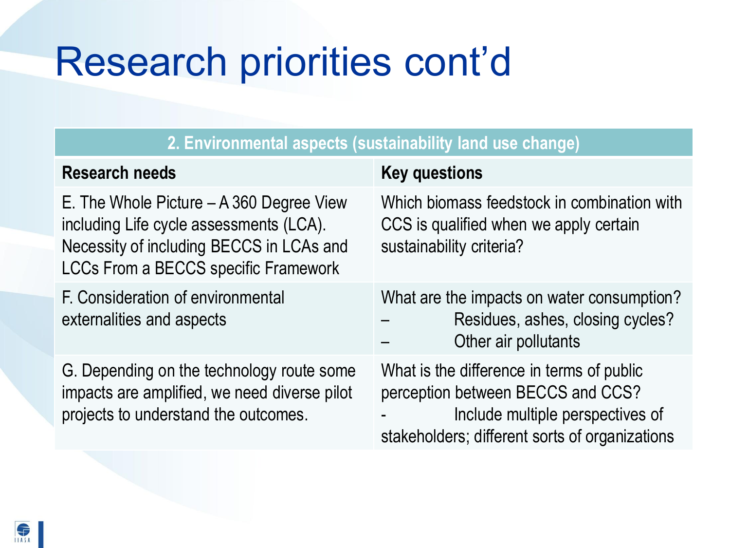# Research priorities cont'd

| 2. Environmental aspects (sustainability land use change) | |
|---|---|
| **Research needs** | **Key questions** |
| E. The Whole Picture – A 360 Degree View including Life cycle assessments (LCA). Necessity of including BECCS in LCAs and LCCs From a BECCS specific Framework | Which biomass feedstock in combination with CCS is qualified when we apply certain sustainability criteria? |
| F. Consideration of environmental externalities and aspects | What are the impacts on water consumption?<br>– Residues, ashes, closing cycles?<br>– Other air pollutants |
| G. Depending on the technology route some impacts are amplified, we need diverse pilot projects to understand the outcomes. | What is the difference in terms of public perception between BECCS and CCS?<br>- Include multiple perspectives of stakeholders; different sorts of organizations |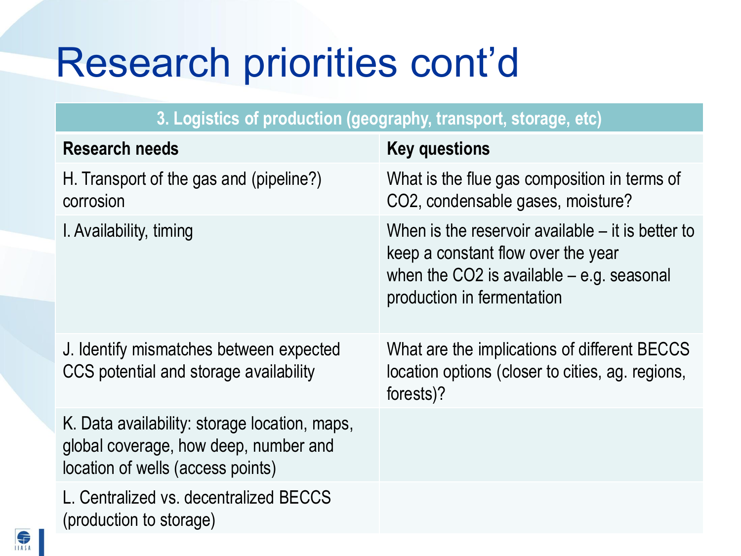# Research priorities cont'd

| 3. Logistics of production (geography, transport, storage, etc) | |
|---|---|
| **Research needs** | **Key questions** |
| H. Transport of the gas and (pipeline?) corrosion | What is the flue gas composition in terms of $CO_2$, condensable gases, moisture? |
| I. Availability, timing | When is the reservoir available – it is better to keep a constant flow over the year<br>when the $CO_2$ is available – e.g. seasonal production in fermentation |
| J. Identify mismatches between expected CCS potential and storage availability | What are the implications of different BECCS location options (closer to cities, ag. regions, forests)? |
| K. Data availability: storage location, maps, global coverage, how deep, number and location of wells (access points) | |
| L. Centralized vs. decentralized BECCS (production to storage) | |